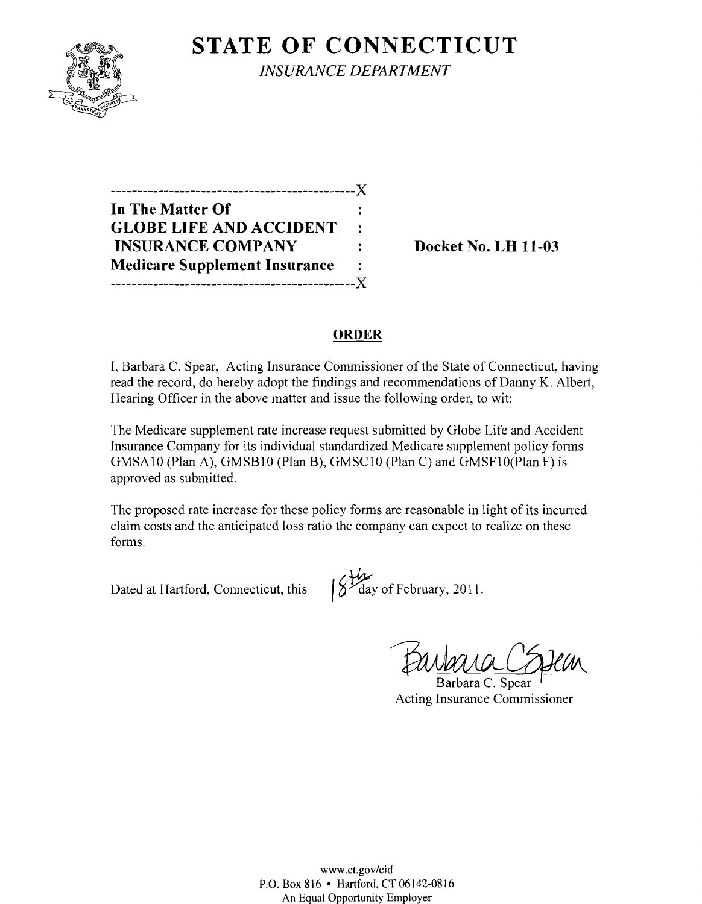# STATE OF CONNECTICUT

*INSURANCE DEPARTMENT*

---------------------------------------------X
**In The Matter Of** :
**GLOBE LIFE AND ACCIDENT** :
**INSURANCE COMPANY** : **Docket No. LH 11-03**
**Medicare Supplement Insurance** :
---------------------------------------------X

## ORDER

I, Barbara C. Spear, Acting Insurance Commissioner of the State of Connecticut, having read the record, do hereby adopt the findings and recommendations of Danny K. Albert, Hearing Officer in the above matter and issue the following order, to wit:

The Medicare supplement rate increase request submitted by Globe Life and Accident Insurance Company for its individual standardized Medicare supplement policy forms GMSA10 (Plan A), GMSB10 (Plan B), GMSC10 (Plan C) and GMSF10(Plan F) is approved as submitted.

The proposed rate increase for these policy forms are reasonable in light of its incurred claim costs and the anticipated loss ratio the company can expect to realize on these forms.

Dated at Hartford, Connecticut, this 18th day of February, 2011.

Barbara C. Spear
Acting Insurance Commissioner

www.ct.gov/cid
P.O. Box 816 • Hartford, CT 06142-0816
An Equal Opportunity Employer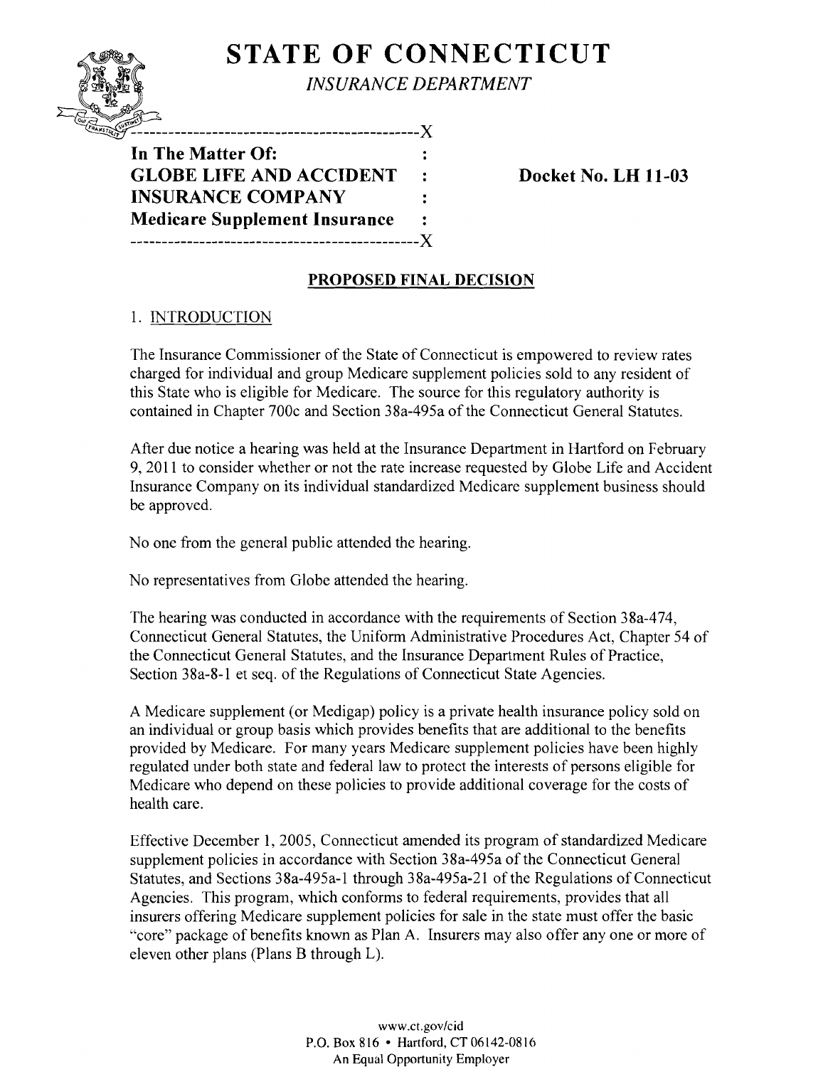# STATE OF CONNECTICUT

*INSURANCE DEPARTMENT*

```
----------------------------------------------X
In The Matter Of:                             :
GLOBE LIFE AND ACCIDENT                       :      Docket No. LH 11-03
INSURANCE COMPANY                             :
Medicare Supplement Insurance                 :
----------------------------------------------X
```

**In The Matter Of:**
**GLOBE LIFE AND ACCIDENT INSURANCE COMPANY**
**Medicare Supplement Insurance**

**Docket No. LH 11-03**

## PROPOSED FINAL DECISION

### 1. INTRODUCTION

The Insurance Commissioner of the State of Connecticut is empowered to review rates charged for individual and group Medicare supplement policies sold to any resident of this State who is eligible for Medicare. The source for this regulatory authority is contained in Chapter 700c and Section 38a-495a of the Connecticut General Statutes.

After due notice a hearing was held at the Insurance Department in Hartford on February 9, 2011 to consider whether or not the rate increase requested by Globe Life and Accident Insurance Company on its individual standardized Medicare supplement business should be approved.

No one from the general public attended the hearing.

No representatives from Globe attended the hearing.

The hearing was conducted in accordance with the requirements of Section 38a-474, Connecticut General Statutes, the Uniform Administrative Procedures Act, Chapter 54 of the Connecticut General Statutes, and the Insurance Department Rules of Practice, Section 38a-8-1 et seq. of the Regulations of Connecticut State Agencies.

A Medicare supplement (or Medigap) policy is a private health insurance policy sold on an individual or group basis which provides benefits that are additional to the benefits provided by Medicare. For many years Medicare supplement policies have been highly regulated under both state and federal law to protect the interests of persons eligible for Medicare who depend on these policies to provide additional coverage for the costs of health care.

Effective December 1, 2005, Connecticut amended its program of standardized Medicare supplement policies in accordance with Section 38a-495a of the Connecticut General Statutes, and Sections 38a-495a-1 through 38a-495a-21 of the Regulations of Connecticut Agencies. This program, which conforms to federal requirements, provides that all insurers offering Medicare supplement policies for sale in the state must offer the basic "core" package of benefits known as Plan A. Insurers may also offer any one or more of eleven other plans (Plans B through L).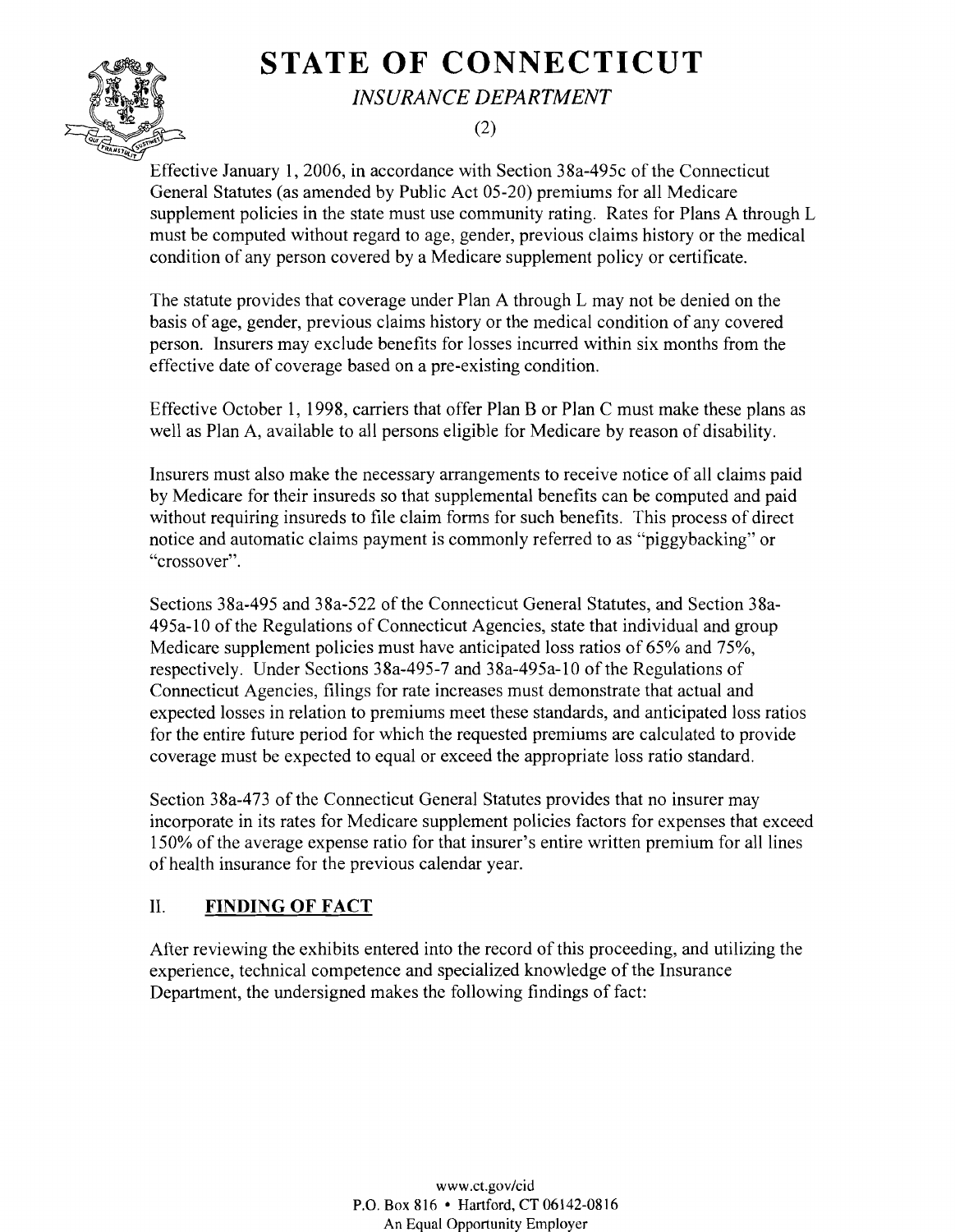Effective January 1, 2006, in accordance with Section 38a-495c of the Connecticut General Statutes (as amended by Public Act 05-20) premiums for all Medicare supplement policies in the state must use community rating. Rates for Plans A through L must be computed without regard to age, gender, previous claims history or the medical condition of any person covered by a Medicare supplement policy or certificate.

The statute provides that coverage under Plan A through L may not be denied on the basis of age, gender, previous claims history or the medical condition of any covered person. Insurers may exclude benefits for losses incurred within six months from the effective date of coverage based on a pre-existing condition.

Effective October 1, 1998, carriers that offer Plan B or Plan C must make these plans as well as Plan A, available to all persons eligible for Medicare by reason of disability.

Insurers must also make the necessary arrangements to receive notice of all claims paid by Medicare for their insureds so that supplemental benefits can be computed and paid without requiring insureds to file claim forms for such benefits. This process of direct notice and automatic claims payment is commonly referred to as "piggybacking" or "crossover".

Sections 38a-495 and 38a-522 of the Connecticut General Statutes, and Section 38a-495a-10 of the Regulations of Connecticut Agencies, state that individual and group Medicare supplement policies must have anticipated loss ratios of 65% and 75%, respectively. Under Sections 38a-495-7 and 38a-495a-10 of the Regulations of Connecticut Agencies, filings for rate increases must demonstrate that actual and expected losses in relation to premiums meet these standards, and anticipated loss ratios for the entire future period for which the requested premiums are calculated to provide coverage must be expected to equal or exceed the appropriate loss ratio standard.

Section 38a-473 of the Connecticut General Statutes provides that no insurer may incorporate in its rates for Medicare supplement policies factors for expenses that exceed 150% of the average expense ratio for that insurer's entire written premium for all lines of health insurance for the previous calendar year.

## II. FINDING OF FACT

After reviewing the exhibits entered into the record of this proceeding, and utilizing the experience, technical competence and specialized knowledge of the Insurance Department, the undersigned makes the following findings of fact: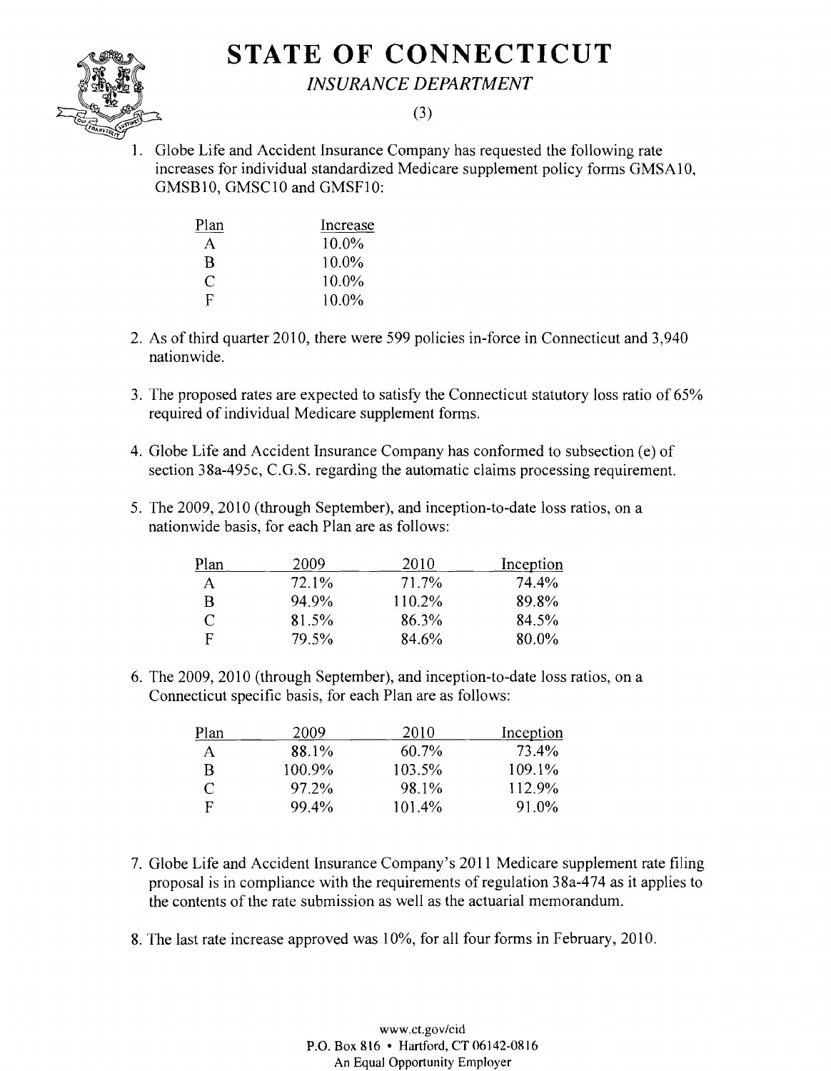# STATE OF CONNECTICUT

*INSURANCE DEPARTMENT*

(3)

1. Globe Life and Accident Insurance Company has requested the following rate increases for individual standardized Medicare supplement policy forms GMSA10, GMSB10, GMSC10 and GMSF10:

| Plan | Increase |
|---|---|
| A | 10.0% |
| B | 10.0% |
| C | 10.0% |
| F | 10.0% |

2. As of third quarter 2010, there were 599 policies in-force in Connecticut and 3,940 nationwide.

3. The proposed rates are expected to satisfy the Connecticut statutory loss ratio of 65% required of individual Medicare supplement forms.

4. Globe Life and Accident Insurance Company has conformed to subsection (e) of section 38a-495c, C.G.S. regarding the automatic claims processing requirement.

5. The 2009, 2010 (through September), and inception-to-date loss ratios, on a nationwide basis, for each Plan are as follows:

| Plan | 2009 | 2010 | Inception |
|---|---|---|---|
| A | 72.1% | 71.7% | 74.4% |
| B | 94.9% | 110.2% | 89.8% |
| C | 81.5% | 86.3% | 84.5% |
| F | 79.5% | 84.6% | 80.0% |

6. The 2009, 2010 (through September), and inception-to-date loss ratios, on a Connecticut specific basis, for each Plan are as follows:

| Plan | 2009 | 2010 | Inception |
|---|---|---|---|
| A | 88.1% | 60.7% | 73.4% |
| B | 100.9% | 103.5% | 109.1% |
| C | 97.2% | 98.1% | 112.9% |
| F | 99.4% | 101.4% | 91.0% |

7. Globe Life and Accident Insurance Company's 2011 Medicare supplement rate filing proposal is in compliance with the requirements of regulation 38a-474 as it applies to the contents of the rate submission as well as the actuarial memorandum.

8. The last rate increase approved was 10%, for all four forms in February, 2010.

www.ct.gov/cid
P.O. Box 816 • Hartford, CT 06142-0816
An Equal Opportunity Employer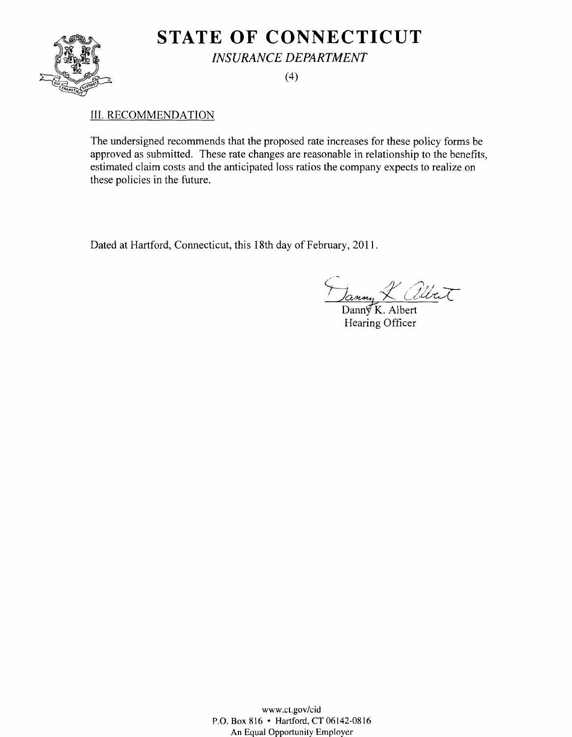# STATE OF CONNECTICUT

*INSURANCE DEPARTMENT*

(4)

III. RECOMMENDATION

The undersigned recommends that the proposed rate increases for these policy forms be approved as submitted. These rate changes are reasonable in relationship to the benefits, estimated claim costs and the anticipated loss ratios the company expects to realize on these policies in the future.

Dated at Hartford, Connecticut, this 18th day of February, 2011.

Danny K. Albert
Hearing Officer

www.ct.gov/cid
P.O. Box 816 • Hartford, CT 06142-0816
An Equal Opportunity Employer